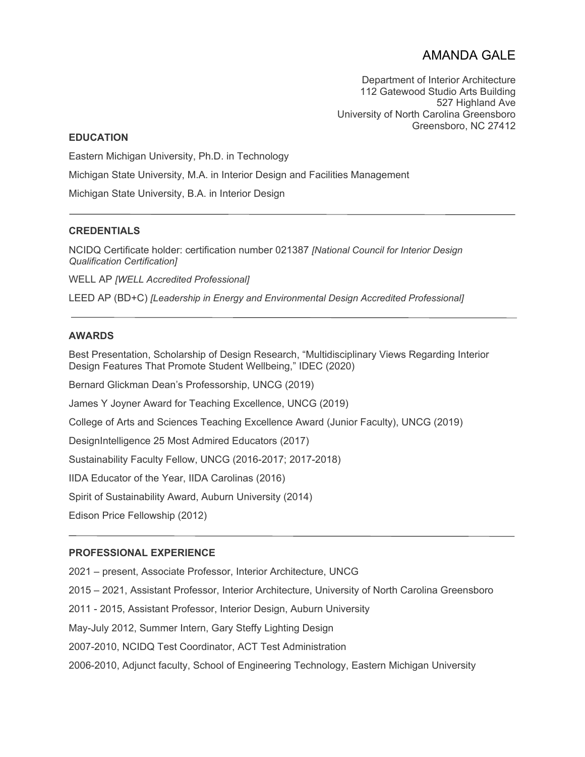# AMANDA GALE

Department of Interior Architecture
112 Gatewood Studio Arts Building
527 Highland Ave
University of North Carolina Greensboro
Greensboro, NC 27412

## EDUCATION

Eastern Michigan University, Ph.D. in Technology

Michigan State University, M.A. in Interior Design and Facilities Management

Michigan State University, B.A. in Interior Design

---

## CREDENTIALS

NCIDQ Certificate holder: certification number 021387 *[National Council for Interior Design Qualification Certification]*

WELL AP *[WELL Accredited Professional]*

LEED AP (BD+C) *[Leadership in Energy and Environmental Design Accredited Professional]*

---

## AWARDS

Best Presentation, Scholarship of Design Research, "Multidisciplinary Views Regarding Interior Design Features That Promote Student Wellbeing," IDEC (2020)

Bernard Glickman Dean's Professorship, UNCG (2019)

James Y Joyner Award for Teaching Excellence, UNCG (2019)

College of Arts and Sciences Teaching Excellence Award (Junior Faculty), UNCG (2019)

DesignIntelligence 25 Most Admired Educators (2017)

Sustainability Faculty Fellow, UNCG (2016-2017; 2017-2018)

IIDA Educator of the Year, IIDA Carolinas (2016)

Spirit of Sustainability Award, Auburn University (2014)

Edison Price Fellowship (2012)

---

## PROFESSIONAL EXPERIENCE

2021 – present, Associate Professor, Interior Architecture, UNCG

2015 – 2021, Assistant Professor, Interior Architecture, University of North Carolina Greensboro

2011 - 2015, Assistant Professor, Interior Design, Auburn University

May-July 2012, Summer Intern, Gary Steffy Lighting Design

2007-2010, NCIDQ Test Coordinator, ACT Test Administration

2006-2010, Adjunct faculty, School of Engineering Technology, Eastern Michigan University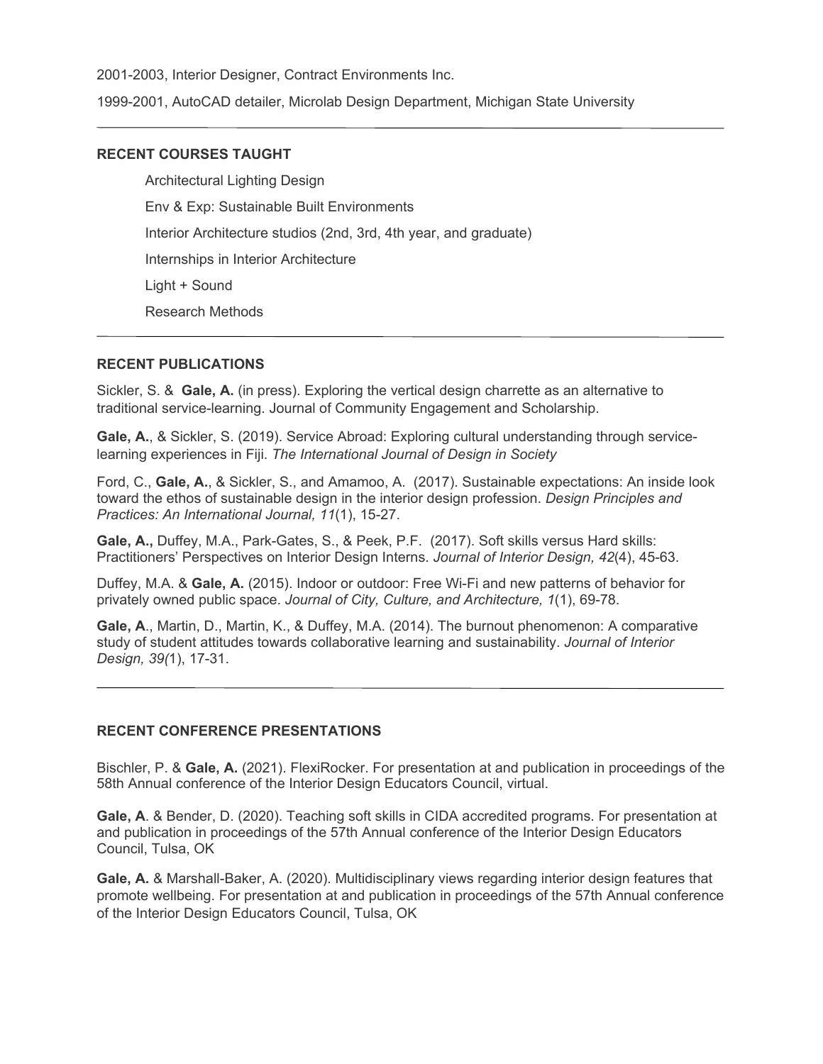2001-2003, Interior Designer, Contract Environments Inc.

1999-2001, AutoCAD detailer, Microlab Design Department, Michigan State University

---

### RECENT COURSES TAUGHT

- Architectural Lighting Design
- Env & Exp: Sustainable Built Environments
- Interior Architecture studios (2nd, 3rd, 4th year, and graduate)
- Internships in Interior Architecture
- Light + Sound
- Research Methods

---

### RECENT PUBLICATIONS

Sickler, S. & **Gale, A.** (in press). Exploring the vertical design charrette as an alternative to traditional service-learning. Journal of Community Engagement and Scholarship.

**Gale, A.**, & Sickler, S. (2019). Service Abroad: Exploring cultural understanding through service-learning experiences in Fiji. *The International Journal of Design in Society*

Ford, C., **Gale, A.**, & Sickler, S., and Amamoo, A. (2017). Sustainable expectations: An inside look toward the ethos of sustainable design in the interior design profession. *Design Principles and Practices: An International Journal, 11*(1), 15-27.

**Gale, A.,** Duffey, M.A., Park-Gates, S., & Peek, P.F. (2017). Soft skills versus Hard skills: Practitioners' Perspectives on Interior Design Interns. *Journal of Interior Design, 42*(4), 45-63.

Duffey, M.A. & **Gale, A.** (2015). Indoor or outdoor: Free Wi-Fi and new patterns of behavior for privately owned public space. *Journal of City, Culture, and Architecture, 1*(1), 69-78.

**Gale, A**., Martin, D., Martin, K., & Duffey, M.A. (2014). The burnout phenomenon: A comparative study of student attitudes towards collaborative learning and sustainability. *Journal of Interior Design, 39(*1), 17-31.

---

### RECENT CONFERENCE PRESENTATIONS

Bischler, P. & **Gale, A.** (2021). FlexiRocker. For presentation at and publication in proceedings of the 58th Annual conference of the Interior Design Educators Council, virtual.

**Gale, A**. & Bender, D. (2020). Teaching soft skills in CIDA accredited programs. For presentation at and publication in proceedings of the 57th Annual conference of the Interior Design Educators Council, Tulsa, OK

**Gale, A.** & Marshall-Baker, A. (2020). Multidisciplinary views regarding interior design features that promote wellbeing. For presentation at and publication in proceedings of the 57th Annual conference of the Interior Design Educators Council, Tulsa, OK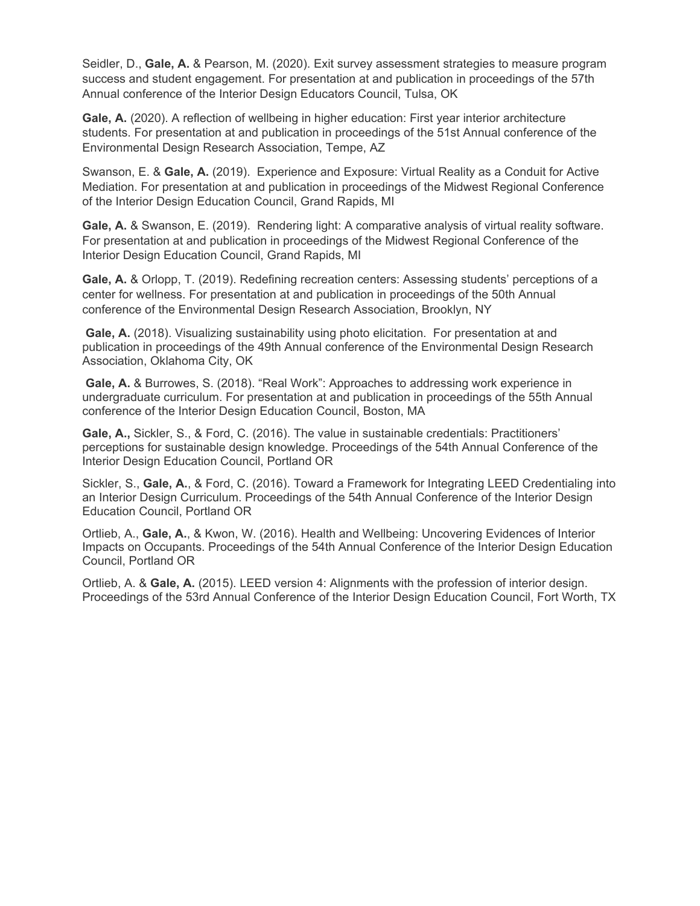Seidler, D., **Gale, A.** & Pearson, M. (2020). Exit survey assessment strategies to measure program success and student engagement. For presentation at and publication in proceedings of the 57th Annual conference of the Interior Design Educators Council, Tulsa, OK

**Gale, A.** (2020). A reflection of wellbeing in higher education: First year interior architecture students. For presentation at and publication in proceedings of the 51st Annual conference of the Environmental Design Research Association, Tempe, AZ

Swanson, E. & **Gale, A.** (2019). Experience and Exposure: Virtual Reality as a Conduit for Active Mediation. For presentation at and publication in proceedings of the Midwest Regional Conference of the Interior Design Education Council, Grand Rapids, MI

**Gale, A.** & Swanson, E. (2019). Rendering light: A comparative analysis of virtual reality software. For presentation at and publication in proceedings of the Midwest Regional Conference of the Interior Design Education Council, Grand Rapids, MI

**Gale, A.** & Orlopp, T. (2019). Redefining recreation centers: Assessing students' perceptions of a center for wellness. For presentation at and publication in proceedings of the 50th Annual conference of the Environmental Design Research Association, Brooklyn, NY

**Gale, A.** (2018). Visualizing sustainability using photo elicitation. For presentation at and publication in proceedings of the 49th Annual conference of the Environmental Design Research Association, Oklahoma City, OK

**Gale, A.** & Burrowes, S. (2018). "Real Work": Approaches to addressing work experience in undergraduate curriculum. For presentation at and publication in proceedings of the 55th Annual conference of the Interior Design Education Council, Boston, MA

**Gale, A.,** Sickler, S., & Ford, C. (2016). The value in sustainable credentials: Practitioners' perceptions for sustainable design knowledge. Proceedings of the 54th Annual Conference of the Interior Design Education Council, Portland OR

Sickler, S., **Gale, A.**, & Ford, C. (2016). Toward a Framework for Integrating LEED Credentialing into an Interior Design Curriculum. Proceedings of the 54th Annual Conference of the Interior Design Education Council, Portland OR

Ortlieb, A., **Gale, A.**, & Kwon, W. (2016). Health and Wellbeing: Uncovering Evidences of Interior Impacts on Occupants. Proceedings of the 54th Annual Conference of the Interior Design Education Council, Portland OR

Ortlieb, A. & **Gale, A.** (2015). LEED version 4: Alignments with the profession of interior design. Proceedings of the 53rd Annual Conference of the Interior Design Education Council, Fort Worth, TX